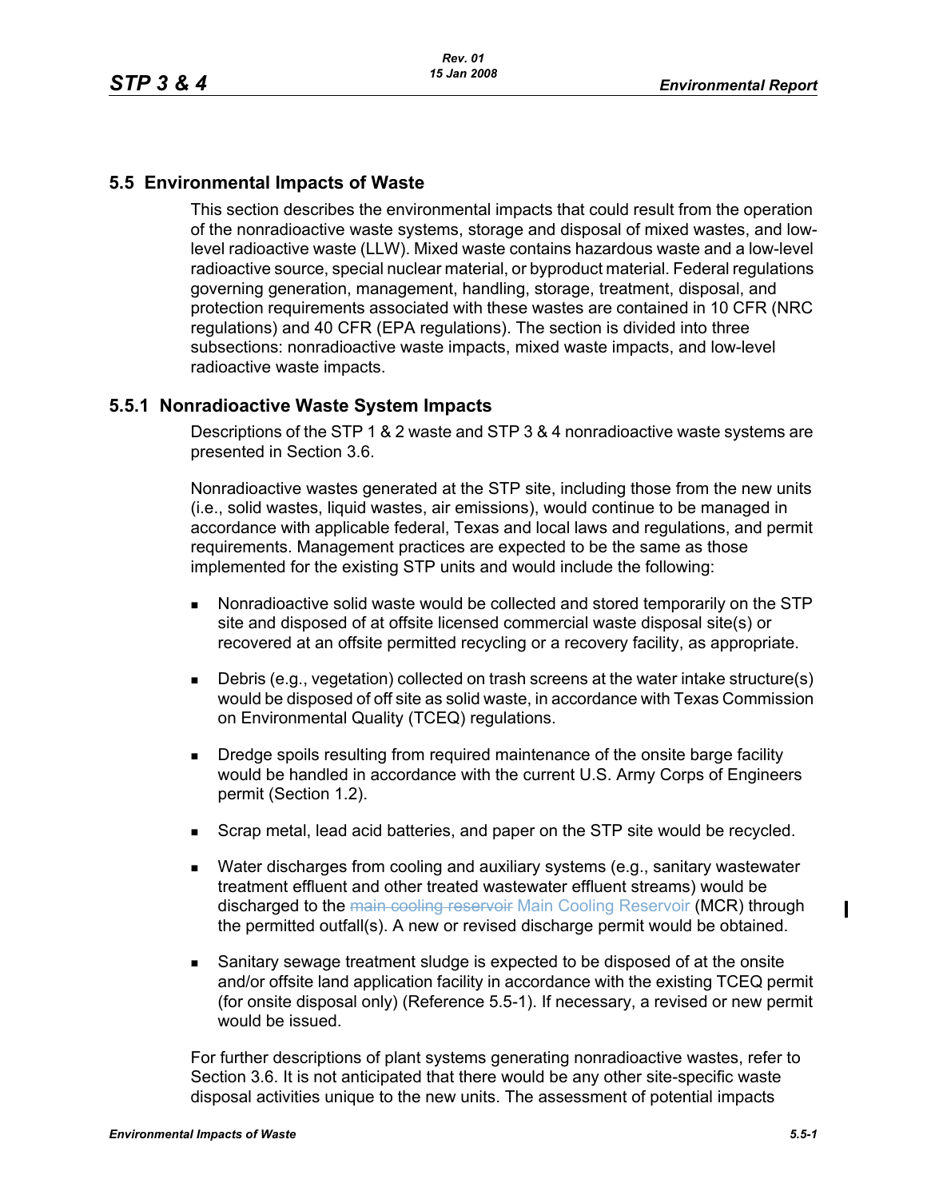## 5.5 Environmental Impacts of Waste

This section describes the environmental impacts that could result from the operation of the nonradioactive waste systems, storage and disposal of mixed wastes, and low-level radioactive waste (LLW). Mixed waste contains hazardous waste and a low-level radioactive source, special nuclear material, or byproduct material. Federal regulations governing generation, management, handling, storage, treatment, disposal, and protection requirements associated with these wastes are contained in 10 CFR (NRC regulations) and 40 CFR (EPA regulations). The section is divided into three subsections: nonradioactive waste impacts, mixed waste impacts, and low-level radioactive waste impacts.

### 5.5.1 Nonradioactive Waste System Impacts

Descriptions of the STP 1 & 2 waste and STP 3 & 4 nonradioactive waste systems are presented in Section 3.6.

Nonradioactive wastes generated at the STP site, including those from the new units (i.e., solid wastes, liquid wastes, air emissions), would continue to be managed in accordance with applicable federal, Texas and local laws and regulations, and permit requirements. Management practices are expected to be the same as those implemented for the existing STP units and would include the following:

- Nonradioactive solid waste would be collected and stored temporarily on the STP site and disposed of at offsite licensed commercial waste disposal site(s) or recovered at an offsite permitted recycling or a recovery facility, as appropriate.
- Debris (e.g., vegetation) collected on trash screens at the water intake structure(s) would be disposed of off site as solid waste, in accordance with Texas Commission on Environmental Quality (TCEQ) regulations.
- Dredge spoils resulting from required maintenance of the onsite barge facility would be handled in accordance with the current U.S. Army Corps of Engineers permit (Section 1.2).
- Scrap metal, lead acid batteries, and paper on the STP site would be recycled.
- Water discharges from cooling and auxiliary systems (e.g., sanitary wastewater treatment effluent and other treated wastewater effluent streams) would be discharged to the ~~main cooling reservoir~~ Main Cooling Reservoir (MCR) through the permitted outfall(s). A new or revised discharge permit would be obtained.
- Sanitary sewage treatment sludge is expected to be disposed of at the onsite and/or offsite land application facility in accordance with the existing TCEQ permit (for onsite disposal only) (Reference 5.5-1). If necessary, a revised or new permit would be issued.

For further descriptions of plant systems generating nonradioactive wastes, refer to Section 3.6. It is not anticipated that there would be any other site-specific waste disposal activities unique to the new units. The assessment of potential impacts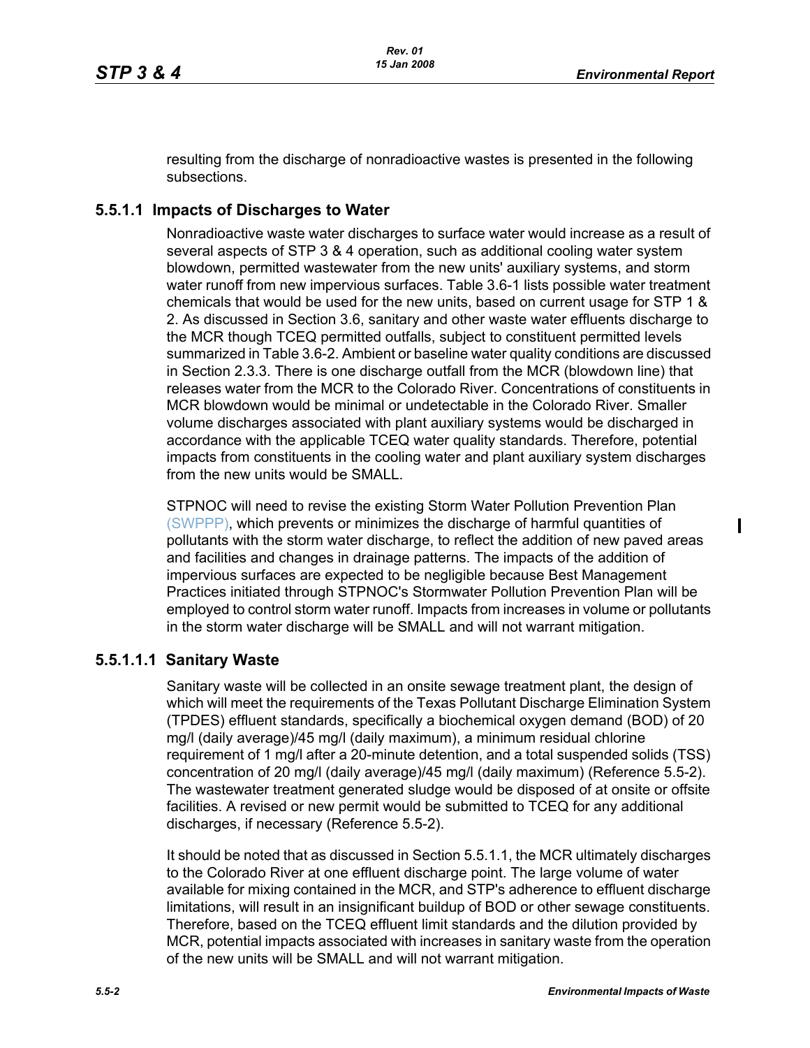resulting from the discharge of nonradioactive wastes is presented in the following subsections.

### 5.5.1.1 Impacts of Discharges to Water

Nonradioactive waste water discharges to surface water would increase as a result of several aspects of STP 3 & 4 operation, such as additional cooling water system blowdown, permitted wastewater from the new units' auxiliary systems, and storm water runoff from new impervious surfaces. Table 3.6-1 lists possible water treatment chemicals that would be used for the new units, based on current usage for STP 1 & 2. As discussed in Section 3.6, sanitary and other waste water effluents discharge to the MCR though TCEQ permitted outfalls, subject to constituent permitted levels summarized in Table 3.6-2. Ambient or baseline water quality conditions are discussed in Section 2.3.3. There is one discharge outfall from the MCR (blowdown line) that releases water from the MCR to the Colorado River. Concentrations of constituents in MCR blowdown would be minimal or undetectable in the Colorado River. Smaller volume discharges associated with plant auxiliary systems would be discharged in accordance with the applicable TCEQ water quality standards. Therefore, potential impacts from constituents in the cooling water and plant auxiliary system discharges from the new units would be SMALL.

STPNOC will need to revise the existing Storm Water Pollution Prevention Plan (SWPPP), which prevents or minimizes the discharge of harmful quantities of pollutants with the storm water discharge, to reflect the addition of new paved areas and facilities and changes in drainage patterns. The impacts of the addition of impervious surfaces are expected to be negligible because Best Management Practices initiated through STPNOC's Stormwater Pollution Prevention Plan will be employed to control storm water runoff. Impacts from increases in volume or pollutants in the storm water discharge will be SMALL and will not warrant mitigation.

#### 5.5.1.1.1 Sanitary Waste

Sanitary waste will be collected in an onsite sewage treatment plant, the design of which will meet the requirements of the Texas Pollutant Discharge Elimination System (TPDES) effluent standards, specifically a biochemical oxygen demand (BOD) of 20 mg/l (daily average)/45 mg/l (daily maximum), a minimum residual chlorine requirement of 1 mg/l after a 20-minute detention, and a total suspended solids (TSS) concentration of 20 mg/l (daily average)/45 mg/l (daily maximum) (Reference 5.5-2). The wastewater treatment generated sludge would be disposed of at onsite or offsite facilities. A revised or new permit would be submitted to TCEQ for any additional discharges, if necessary (Reference 5.5-2).

It should be noted that as discussed in Section 5.5.1.1, the MCR ultimately discharges to the Colorado River at one effluent discharge point. The large volume of water available for mixing contained in the MCR, and STP's adherence to effluent discharge limitations, will result in an insignificant buildup of BOD or other sewage constituents. Therefore, based on the TCEQ effluent limit standards and the dilution provided by MCR, potential impacts associated with increases in sanitary waste from the operation of the new units will be SMALL and will not warrant mitigation.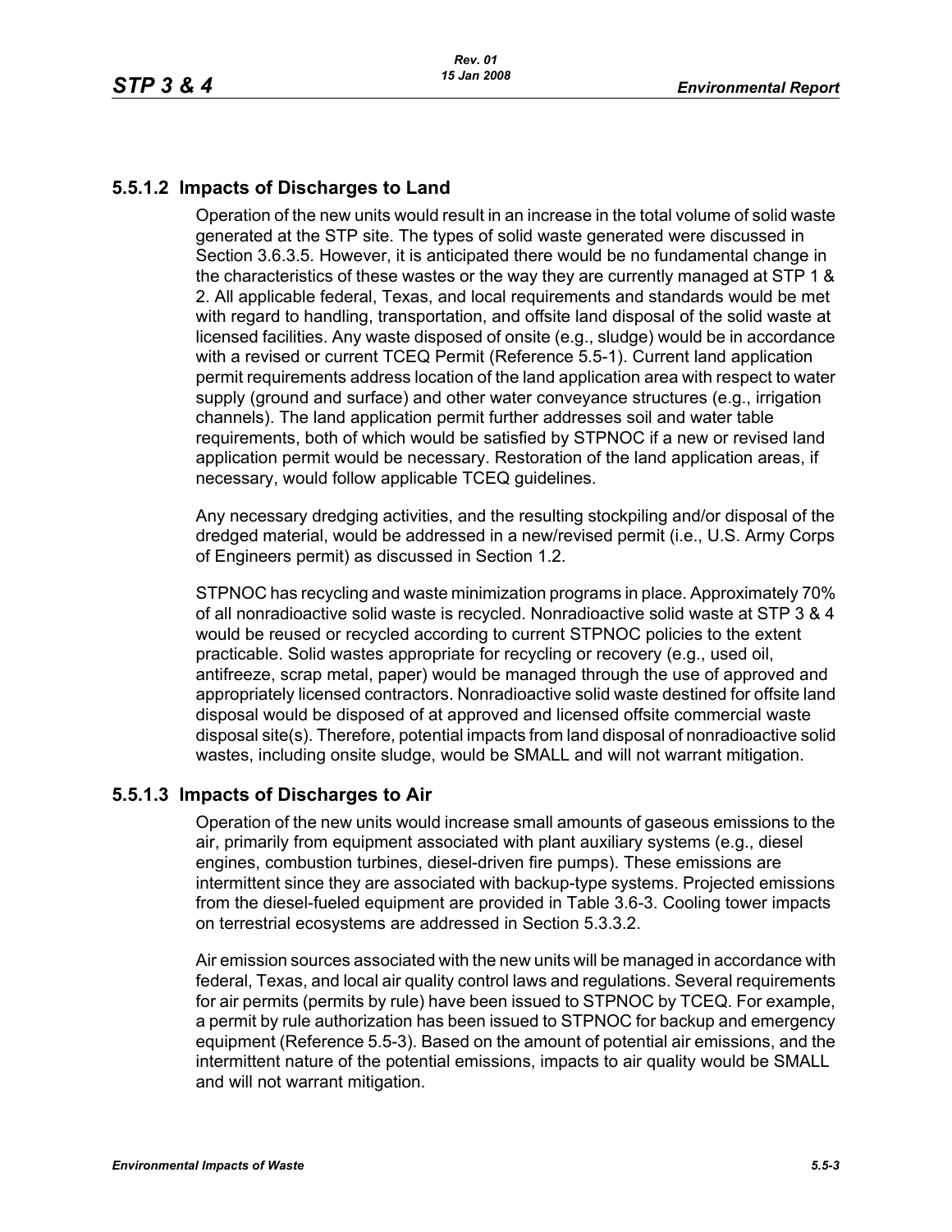### 5.5.1.2 Impacts of Discharges to Land

Operation of the new units would result in an increase in the total volume of solid waste generated at the STP site. The types of solid waste generated were discussed in Section 3.6.3.5. However, it is anticipated there would be no fundamental change in the characteristics of these wastes or the way they are currently managed at STP 1 & 2. All applicable federal, Texas, and local requirements and standards would be met with regard to handling, transportation, and offsite land disposal of the solid waste at licensed facilities. Any waste disposed of onsite (e.g., sludge) would be in accordance with a revised or current TCEQ Permit (Reference 5.5-1). Current land application permit requirements address location of the land application area with respect to water supply (ground and surface) and other water conveyance structures (e.g., irrigation channels). The land application permit further addresses soil and water table requirements, both of which would be satisfied by STPNOC if a new or revised land application permit would be necessary. Restoration of the land application areas, if necessary, would follow applicable TCEQ guidelines.

Any necessary dredging activities, and the resulting stockpiling and/or disposal of the dredged material, would be addressed in a new/revised permit (i.e., U.S. Army Corps of Engineers permit) as discussed in Section 1.2.

STPNOC has recycling and waste minimization programs in place. Approximately 70% of all nonradioactive solid waste is recycled. Nonradioactive solid waste at STP 3 & 4 would be reused or recycled according to current STPNOC policies to the extent practicable. Solid wastes appropriate for recycling or recovery (e.g., used oil, antifreeze, scrap metal, paper) would be managed through the use of approved and appropriately licensed contractors. Nonradioactive solid waste destined for offsite land disposal would be disposed of at approved and licensed offsite commercial waste disposal site(s). Therefore, potential impacts from land disposal of nonradioactive solid wastes, including onsite sludge, would be SMALL and will not warrant mitigation.

### 5.5.1.3 Impacts of Discharges to Air

Operation of the new units would increase small amounts of gaseous emissions to the air, primarily from equipment associated with plant auxiliary systems (e.g., diesel engines, combustion turbines, diesel-driven fire pumps). These emissions are intermittent since they are associated with backup-type systems. Projected emissions from the diesel-fueled equipment are provided in Table 3.6-3. Cooling tower impacts on terrestrial ecosystems are addressed in Section 5.3.3.2.

Air emission sources associated with the new units will be managed in accordance with federal, Texas, and local air quality control laws and regulations. Several requirements for air permits (permits by rule) have been issued to STPNOC by TCEQ. For example, a permit by rule authorization has been issued to STPNOC for backup and emergency equipment (Reference 5.5-3). Based on the amount of potential air emissions, and the intermittent nature of the potential emissions, impacts to air quality would be SMALL and will not warrant mitigation.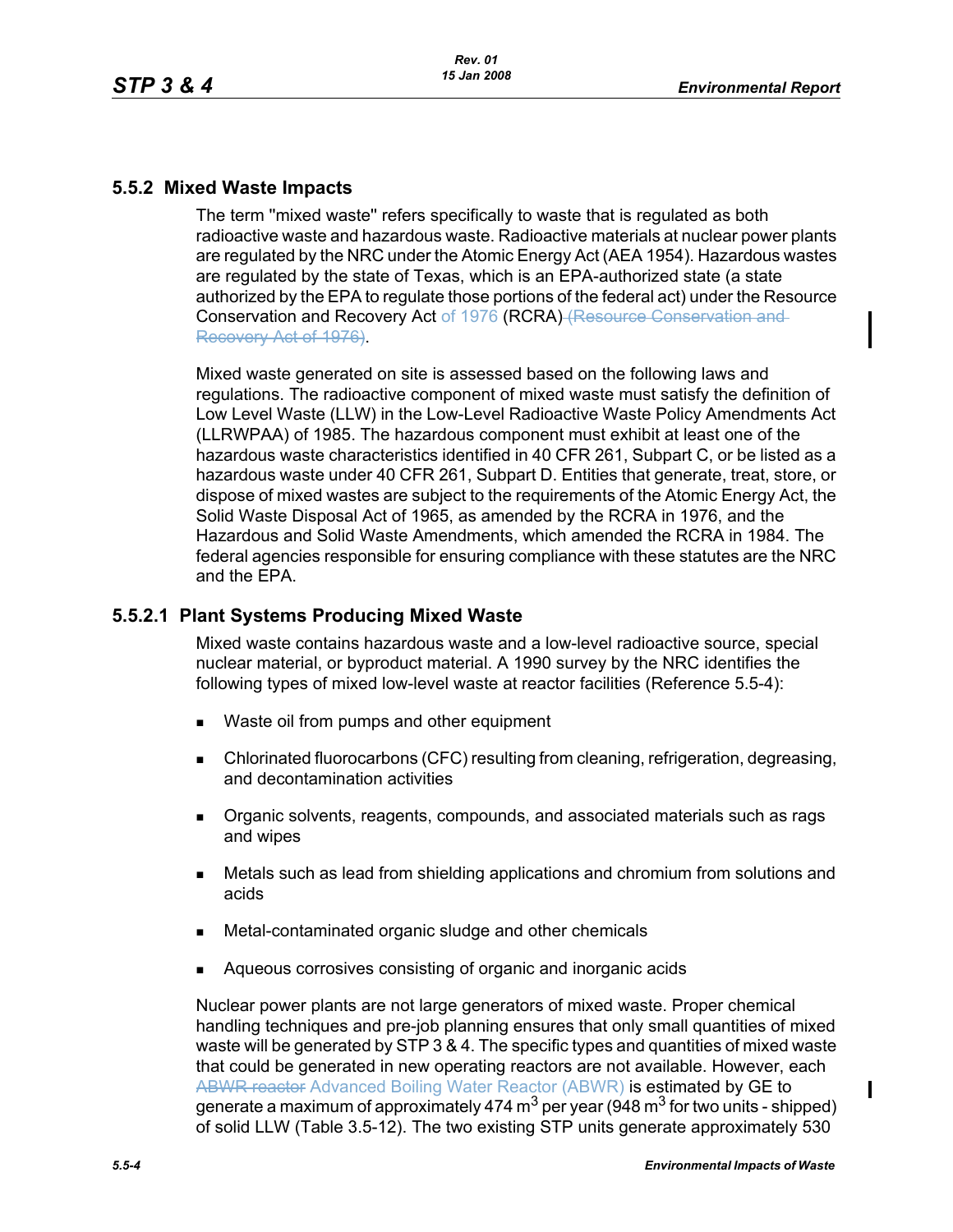## 5.5.2 Mixed Waste Impacts

The term "mixed waste" refers specifically to waste that is regulated as both radioactive waste and hazardous waste. Radioactive materials at nuclear power plants are regulated by the NRC under the Atomic Energy Act (AEA 1954). Hazardous wastes are regulated by the state of Texas, which is an EPA-authorized state (a state authorized by the EPA to regulate those portions of the federal act) under the Resource Conservation and Recovery Act of 1976 (RCRA) ~~(Resource Conservation and Recovery Act of 1976)~~.

Mixed waste generated on site is assessed based on the following laws and regulations. The radioactive component of mixed waste must satisfy the definition of Low Level Waste (LLW) in the Low-Level Radioactive Waste Policy Amendments Act (LLRWPAA) of 1985. The hazardous component must exhibit at least one of the hazardous waste characteristics identified in 40 CFR 261, Subpart C, or be listed as a hazardous waste under 40 CFR 261, Subpart D. Entities that generate, treat, store, or dispose of mixed wastes are subject to the requirements of the Atomic Energy Act, the Solid Waste Disposal Act of 1965, as amended by the RCRA in 1976, and the Hazardous and Solid Waste Amendments, which amended the RCRA in 1984. The federal agencies responsible for ensuring compliance with these statutes are the NRC and the EPA.

### 5.5.2.1 Plant Systems Producing Mixed Waste

Mixed waste contains hazardous waste and a low-level radioactive source, special nuclear material, or byproduct material. A 1990 survey by the NRC identifies the following types of mixed low-level waste at reactor facilities (Reference 5.5-4):

- Waste oil from pumps and other equipment
- Chlorinated fluorocarbons (CFC) resulting from cleaning, refrigeration, degreasing, and decontamination activities
- Organic solvents, reagents, compounds, and associated materials such as rags and wipes
- Metals such as lead from shielding applications and chromium from solutions and acids
- Metal-contaminated organic sludge and other chemicals
- Aqueous corrosives consisting of organic and inorganic acids

Nuclear power plants are not large generators of mixed waste. Proper chemical handling techniques and pre-job planning ensures that only small quantities of mixed waste will be generated by STP 3 & 4. The specific types and quantities of mixed waste that could be generated in new operating reactors are not available. However, each ~~ABWR reactor~~ Advanced Boiling Water Reactor (ABWR) is estimated by GE to generate a maximum of approximately 474 $m^3$ per year (948 $m^3$ for two units - shipped) of solid LLW (Table 3.5-12). The two existing STP units generate approximately 530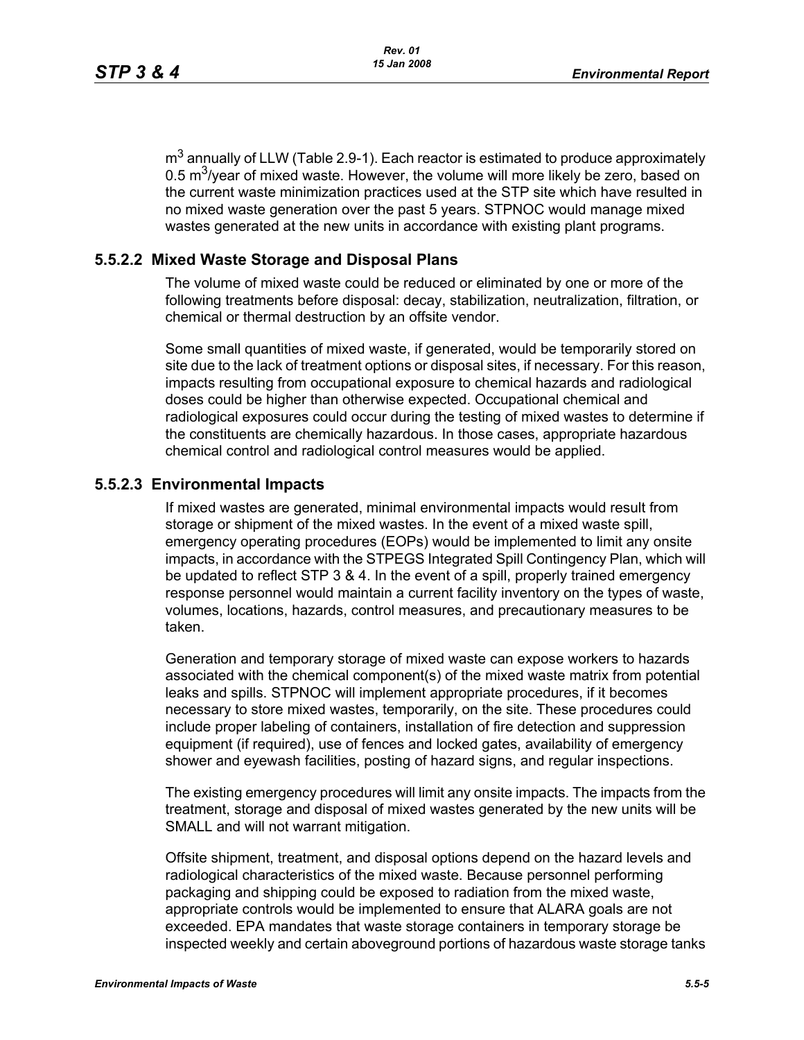$m^3$ annually of LLW (Table 2.9-1). Each reactor is estimated to produce approximately 0.5 $m^3$/year of mixed waste. However, the volume will more likely be zero, based on the current waste minimization practices used at the STP site which have resulted in no mixed waste generation over the past 5 years. STPNOC would manage mixed wastes generated at the new units in accordance with existing plant programs.

### 5.5.2.2 Mixed Waste Storage and Disposal Plans

The volume of mixed waste could be reduced or eliminated by one or more of the following treatments before disposal: decay, stabilization, neutralization, filtration, or chemical or thermal destruction by an offsite vendor.

Some small quantities of mixed waste, if generated, would be temporarily stored on site due to the lack of treatment options or disposal sites, if necessary. For this reason, impacts resulting from occupational exposure to chemical hazards and radiological doses could be higher than otherwise expected. Occupational chemical and radiological exposures could occur during the testing of mixed wastes to determine if the constituents are chemically hazardous. In those cases, appropriate hazardous chemical control and radiological control measures would be applied.

### 5.5.2.3 Environmental Impacts

If mixed wastes are generated, minimal environmental impacts would result from storage or shipment of the mixed wastes. In the event of a mixed waste spill, emergency operating procedures (EOPs) would be implemented to limit any onsite impacts, in accordance with the STPEGS Integrated Spill Contingency Plan, which will be updated to reflect STP 3 & 4. In the event of a spill, properly trained emergency response personnel would maintain a current facility inventory on the types of waste, volumes, locations, hazards, control measures, and precautionary measures to be taken.

Generation and temporary storage of mixed waste can expose workers to hazards associated with the chemical component(s) of the mixed waste matrix from potential leaks and spills. STPNOC will implement appropriate procedures, if it becomes necessary to store mixed wastes, temporarily, on the site. These procedures could include proper labeling of containers, installation of fire detection and suppression equipment (if required), use of fences and locked gates, availability of emergency shower and eyewash facilities, posting of hazard signs, and regular inspections.

The existing emergency procedures will limit any onsite impacts. The impacts from the treatment, storage and disposal of mixed wastes generated by the new units will be SMALL and will not warrant mitigation.

Offsite shipment, treatment, and disposal options depend on the hazard levels and radiological characteristics of the mixed waste. Because personnel performing packaging and shipping could be exposed to radiation from the mixed waste, appropriate controls would be implemented to ensure that ALARA goals are not exceeded. EPA mandates that waste storage containers in temporary storage be inspected weekly and certain aboveground portions of hazardous waste storage tanks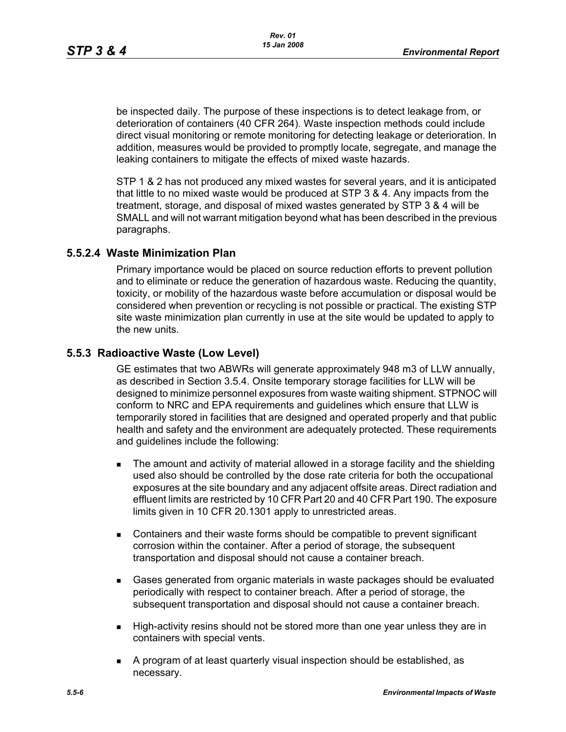be inspected daily. The purpose of these inspections is to detect leakage from, or deterioration of containers (40 CFR 264). Waste inspection methods could include direct visual monitoring or remote monitoring for detecting leakage or deterioration. In addition, measures would be provided to promptly locate, segregate, and manage the leaking containers to mitigate the effects of mixed waste hazards.

STP 1 & 2 has not produced any mixed wastes for several years, and it is anticipated that little to no mixed waste would be produced at STP 3 & 4. Any impacts from the treatment, storage, and disposal of mixed wastes generated by STP 3 & 4 will be SMALL and will not warrant mitigation beyond what has been described in the previous paragraphs.

### 5.5.2.4 Waste Minimization Plan

Primary importance would be placed on source reduction efforts to prevent pollution and to eliminate or reduce the generation of hazardous waste. Reducing the quantity, toxicity, or mobility of the hazardous waste before accumulation or disposal would be considered when prevention or recycling is not possible or practical. The existing STP site waste minimization plan currently in use at the site would be updated to apply to the new units.

## 5.5.3 Radioactive Waste (Low Level)

GE estimates that two ABWRs will generate approximately 948 m3 of LLW annually, as described in Section 3.5.4. Onsite temporary storage facilities for LLW will be designed to minimize personnel exposures from waste waiting shipment. STPNOC will conform to NRC and EPA requirements and guidelines which ensure that LLW is temporarily stored in facilities that are designed and operated properly and that public health and safety and the environment are adequately protected. These requirements and guidelines include the following:

- The amount and activity of material allowed in a storage facility and the shielding used also should be controlled by the dose rate criteria for both the occupational exposures at the site boundary and any adjacent offsite areas. Direct radiation and effluent limits are restricted by 10 CFR Part 20 and 40 CFR Part 190. The exposure limits given in 10 CFR 20.1301 apply to unrestricted areas.
- Containers and their waste forms should be compatible to prevent significant corrosion within the container. After a period of storage, the subsequent transportation and disposal should not cause a container breach.
- Gases generated from organic materials in waste packages should be evaluated periodically with respect to container breach. After a period of storage, the subsequent transportation and disposal should not cause a container breach.
- High-activity resins should not be stored more than one year unless they are in containers with special vents.
- A program of at least quarterly visual inspection should be established, as necessary.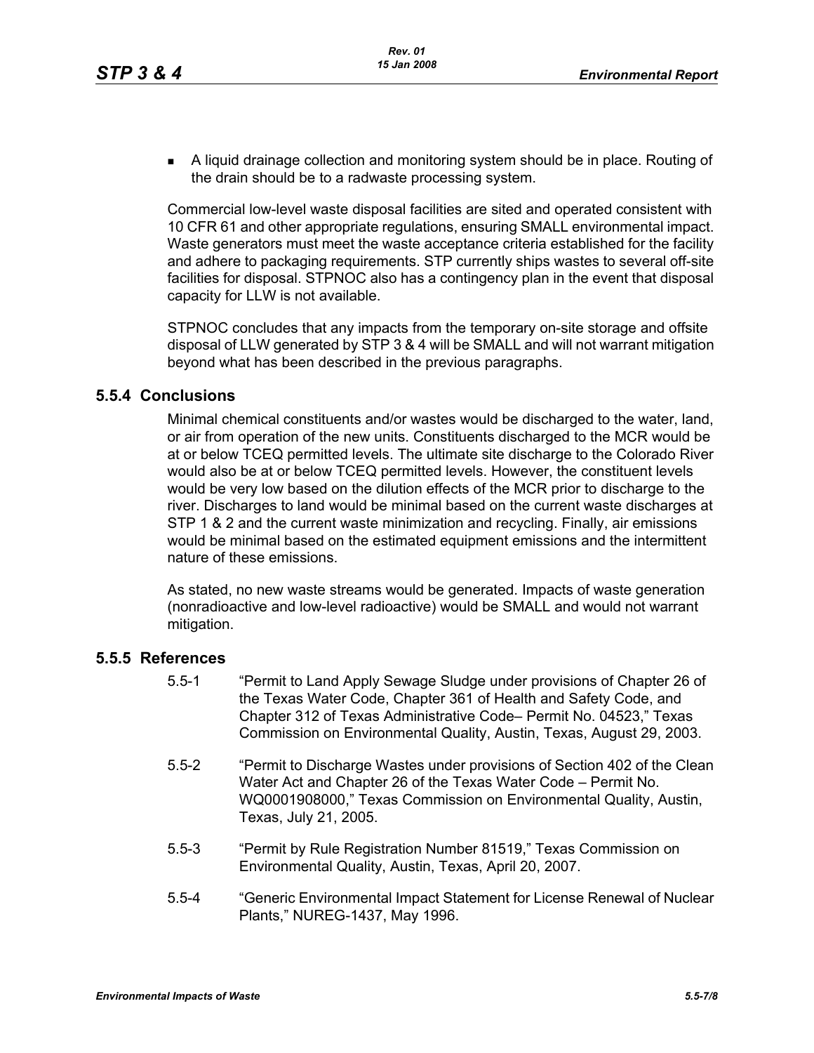- A liquid drainage collection and monitoring system should be in place. Routing of the drain should be to a radwaste processing system.

Commercial low-level waste disposal facilities are sited and operated consistent with 10 CFR 61 and other appropriate regulations, ensuring SMALL environmental impact. Waste generators must meet the waste acceptance criteria established for the facility and adhere to packaging requirements. STP currently ships wastes to several off-site facilities for disposal. STPNOC also has a contingency plan in the event that disposal capacity for LLW is not available.

STPNOC concludes that any impacts from the temporary on-site storage and offsite disposal of LLW generated by STP 3 & 4 will be SMALL and will not warrant mitigation beyond what has been described in the previous paragraphs.

## 5.5.4 Conclusions

Minimal chemical constituents and/or wastes would be discharged to the water, land, or air from operation of the new units. Constituents discharged to the MCR would be at or below TCEQ permitted levels. The ultimate site discharge to the Colorado River would also be at or below TCEQ permitted levels. However, the constituent levels would be very low based on the dilution effects of the MCR prior to discharge to the river. Discharges to land would be minimal based on the current waste discharges at STP 1 & 2 and the current waste minimization and recycling. Finally, air emissions would be minimal based on the estimated equipment emissions and the intermittent nature of these emissions.

As stated, no new waste streams would be generated. Impacts of waste generation (nonradioactive and low-level radioactive) would be SMALL and would not warrant mitigation.

## 5.5.5 References

5.5-1 "Permit to Land Apply Sewage Sludge under provisions of Chapter 26 of the Texas Water Code, Chapter 361 of Health and Safety Code, and Chapter 312 of Texas Administrative Code– Permit No. 04523," Texas Commission on Environmental Quality, Austin, Texas, August 29, 2003.

5.5-2 "Permit to Discharge Wastes under provisions of Section 402 of the Clean Water Act and Chapter 26 of the Texas Water Code – Permit No. WQ0001908000," Texas Commission on Environmental Quality, Austin, Texas, July 21, 2005.

5.5-3 "Permit by Rule Registration Number 81519," Texas Commission on Environmental Quality, Austin, Texas, April 20, 2007.

5.5-4 "Generic Environmental Impact Statement for License Renewal of Nuclear Plants," NUREG-1437, May 1996.